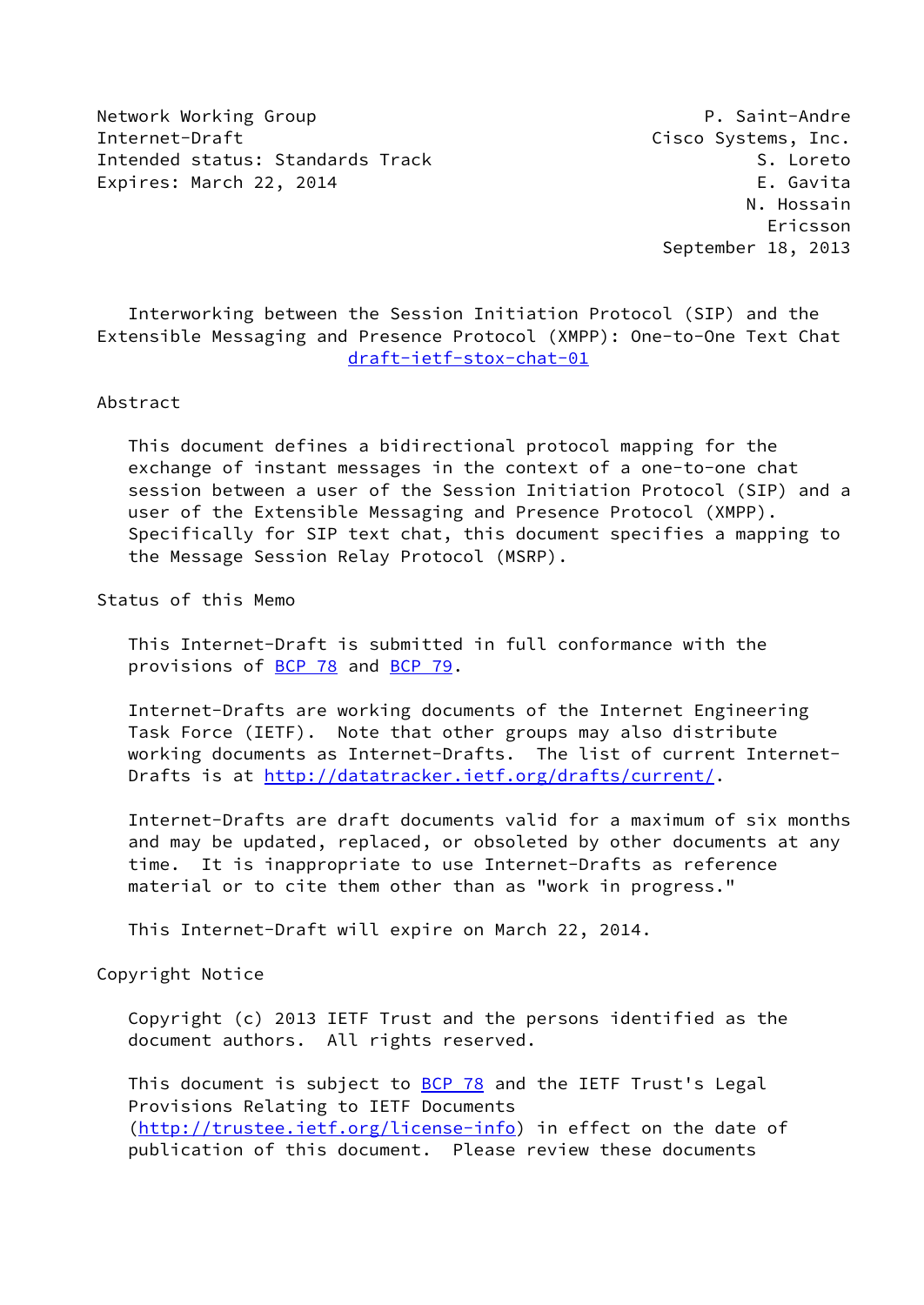Network Working Group P. Saint-Andre
Internet-Draft Cisco Systems, Inc.
Intended status: Standards Track S. Loreto
Expires: March 22, 2014 E. Gavita
N. Hossain
Ericsson
September 18, 2013

# Interworking between the Session Initiation Protocol (SIP) and the Extensible Messaging and Presence Protocol (XMPP): One-to-One Text Chat

draft-ietf-stox-chat-01

## Abstract

This document defines a bidirectional protocol mapping for the exchange of instant messages in the context of a one-to-one chat session between a user of the Session Initiation Protocol (SIP) and a user of the Extensible Messaging and Presence Protocol (XMPP). Specifically for SIP text chat, this document specifies a mapping to the Message Session Relay Protocol (MSRP).

## Status of this Memo

This Internet-Draft is submitted in full conformance with the provisions of BCP 78 and BCP 79.

Internet-Drafts are working documents of the Internet Engineering Task Force (IETF). Note that other groups may also distribute working documents as Internet-Drafts. The list of current Internet-Drafts is at http://datatracker.ietf.org/drafts/current/.

Internet-Drafts are draft documents valid for a maximum of six months and may be updated, replaced, or obsoleted by other documents at any time. It is inappropriate to use Internet-Drafts as reference material or to cite them other than as "work in progress."

This Internet-Draft will expire on March 22, 2014.

## Copyright Notice

Copyright (c) 2013 IETF Trust and the persons identified as the document authors. All rights reserved.

This document is subject to BCP 78 and the IETF Trust's Legal Provisions Relating to IETF Documents (http://trustee.ietf.org/license-info) in effect on the date of publication of this document. Please review these documents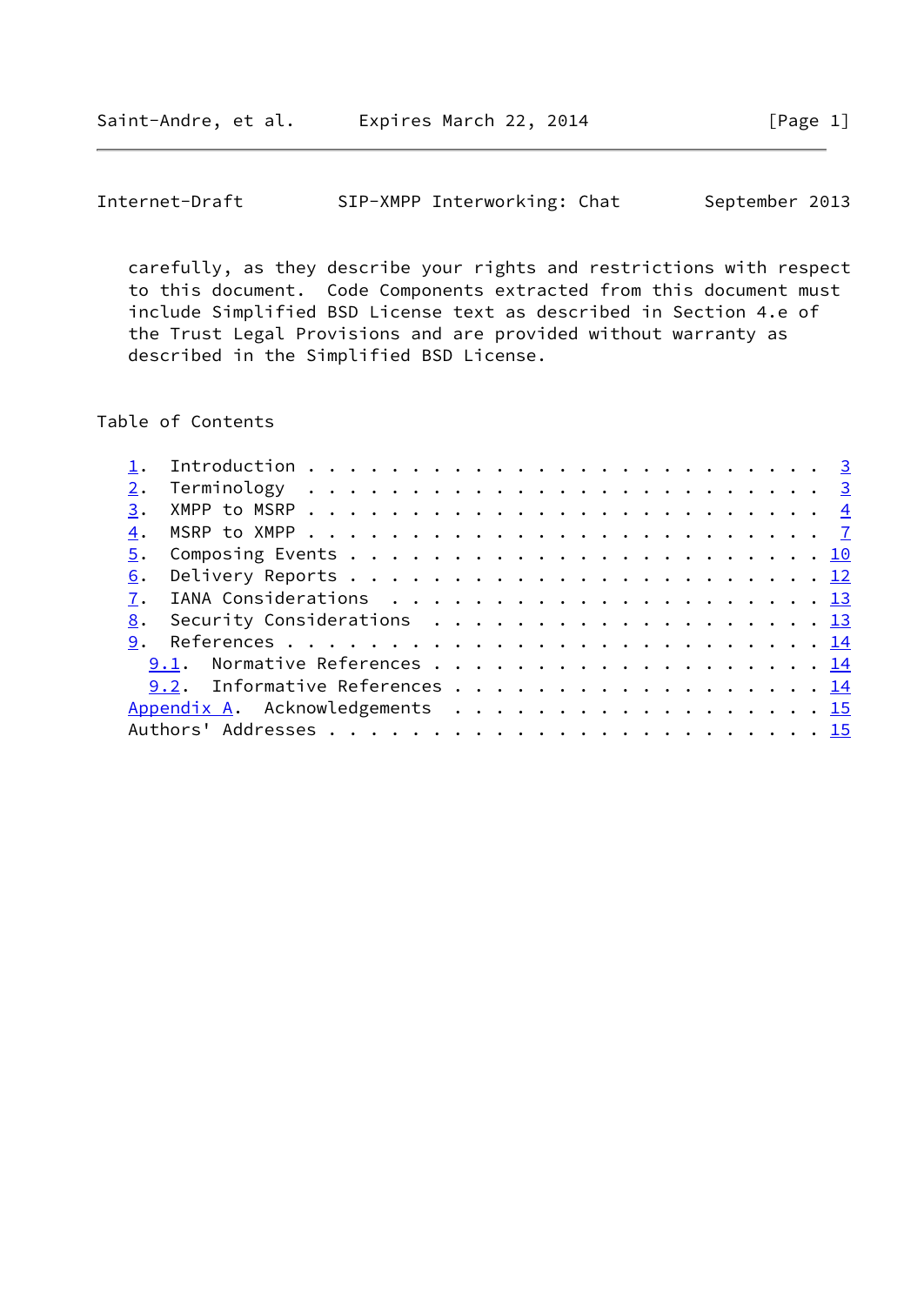carefully, as they describe your rights and restrictions with respect to this document. Code Components extracted from this document must include Simplified BSD License text as described in Section 4.e of the Trust Legal Provisions and are provided without warranty as described in the Simplified BSD License.

## Table of Contents

1. Introduction . . . . . . . . . . . . . . . . . . . . . . . . . 3
2. Terminology . . . . . . . . . . . . . . . . . . . . . . . . . 3
3. XMPP to MSRP . . . . . . . . . . . . . . . . . . . . . . . . . 4
4. MSRP to XMPP . . . . . . . . . . . . . . . . . . . . . . . . . 7
5. Composing Events . . . . . . . . . . . . . . . . . . . . . . . 10
6. Delivery Reports . . . . . . . . . . . . . . . . . . . . . . . 12
7. IANA Considerations . . . . . . . . . . . . . . . . . . . . . 13
8. Security Considerations . . . . . . . . . . . . . . . . . . . 13
9. References . . . . . . . . . . . . . . . . . . . . . . . . . . 14
   9.1. Normative References . . . . . . . . . . . . . . . . . . . 14
   9.2. Informative References . . . . . . . . . . . . . . . . . . 14

Appendix A. Acknowledgements . . . . . . . . . . . . . . . . . . . 15

Authors' Addresses . . . . . . . . . . . . . . . . . . . . . . . . 15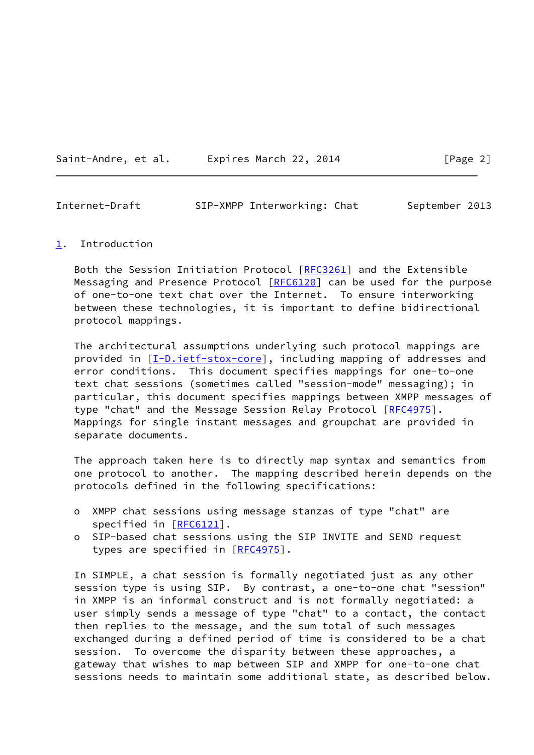## 1. Introduction

Both the Session Initiation Protocol [RFC3261] and the Extensible Messaging and Presence Protocol [RFC6120] can be used for the purpose of one-to-one text chat over the Internet. To ensure interworking between these technologies, it is important to define bidirectional protocol mappings.

The architectural assumptions underlying such protocol mappings are provided in [I-D.ietf-stox-core], including mapping of addresses and error conditions. This document specifies mappings for one-to-one text chat sessions (sometimes called "session-mode" messaging); in particular, this document specifies mappings between XMPP messages of type "chat" and the Message Session Relay Protocol [RFC4975]. Mappings for single instant messages and groupchat are provided in separate documents.

The approach taken here is to directly map syntax and semantics from one protocol to another. The mapping described herein depends on the protocols defined in the following specifications:

- XMPP chat sessions using message stanzas of type "chat" are specified in [RFC6121].
- SIP-based chat sessions using the SIP INVITE and SEND request types are specified in [RFC4975].

In SIMPLE, a chat session is formally negotiated just as any other session type is using SIP. By contrast, a one-to-one chat "session" in XMPP is an informal construct and is not formally negotiated: a user simply sends a message of type "chat" to a contact, the contact then replies to the message, and the sum total of such messages exchanged during a defined period of time is considered to be a chat session. To overcome the disparity between these approaches, a gateway that wishes to map between SIP and XMPP for one-to-one chat sessions needs to maintain some additional state, as described below.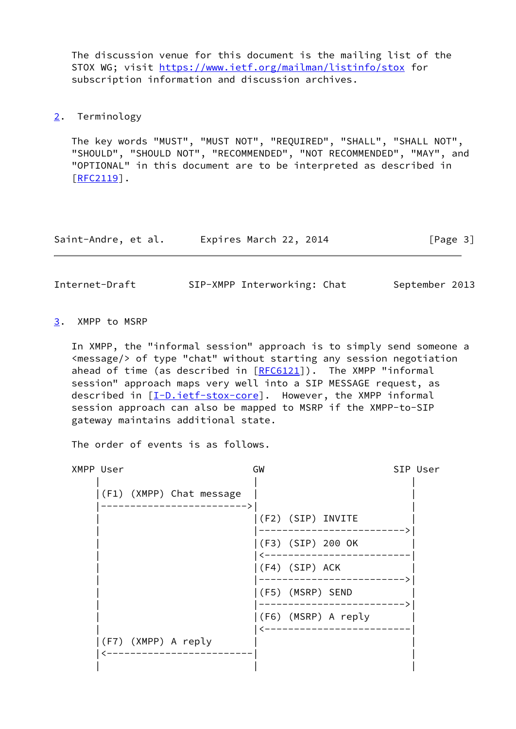The discussion venue for this document is the mailing list of the STOX WG; visit https://www.ietf.org/mailman/listinfo/stox for subscription information and discussion archives.

## 2. Terminology

The key words "MUST", "MUST NOT", "REQUIRED", "SHALL", "SHALL NOT", "SHOULD", "SHOULD NOT", "RECOMMENDED", "NOT RECOMMENDED", "MAY", and "OPTIONAL" in this document are to be interpreted as described in [RFC2119].

## 3. XMPP to MSRP

In XMPP, the "informal session" approach is to simply send someone a <message/> of type "chat" without starting any session negotiation ahead of time (as described in [RFC6121]). The XMPP "informal session" approach maps very well into a SIP MESSAGE request, as described in [I-D.ietf-stox-core]. However, the XMPP informal session approach can also be mapped to MSRP if the XMPP-to-SIP gateway maintains additional state.

The order of events is as follows.

```
XMPP User                         GW                   SIP User
    |                              |                       |
    |(F1) (XMPP) Chat message      |                       |
    |----------------------------->|                       |
    |                              |(F2) (SIP) INVITE      |
    |                              |---------------------->|
    |                              |(F3) (SIP) 200 OK      |
    |                              |<----------------------|
    |                              |(F4) (SIP) ACK         |
    |                              |---------------------->|
    |                              |(F5) (MSRP) SEND       |
    |                              |---------------------->|
    |                              |(F6) (MSRP) A reply    |
    |                              |<----------------------|
    |(F7) (XMPP) A reply           |                       |
    |<-----------------------------|                       |
    |                              |                       |
```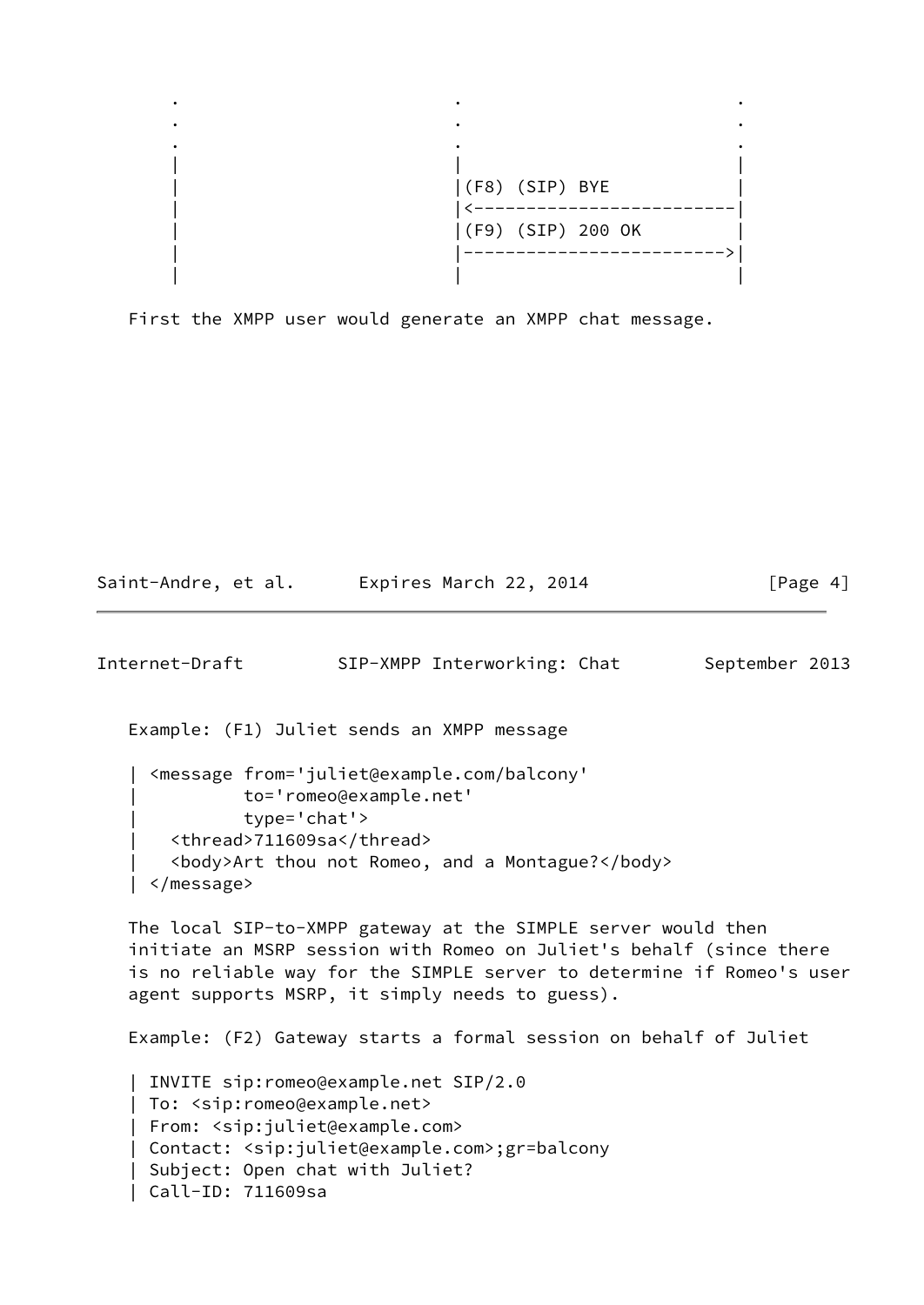```
      .                          .                         .
      .                          .                         .
      .                          .                         .
      |                          |                         |
      |                          |(F8) (SIP) BYE           |
      |                          |<------------------------|
      |                          |(F9) (SIP) 200 OK        |
      |                          |------------------------>|
      |                          |                         |
```

First the XMPP user would generate an XMPP chat message.

Example: (F1) Juliet sends an XMPP message

```
| <message from='juliet@example.com/balcony'
|          to='romeo@example.net'
|          type='chat'>
|   <thread>711609sa</thread>
|   <body>Art thou not Romeo, and a Montague?</body>
| </message>
```

The local SIP-to-XMPP gateway at the SIMPLE server would then initiate an MSRP session with Romeo on Juliet's behalf (since there is no reliable way for the SIMPLE server to determine if Romeo's user agent supports MSRP, it simply needs to guess).

Example: (F2) Gateway starts a formal session on behalf of Juliet

```
| INVITE sip:romeo@example.net SIP/2.0
| To: <sip:romeo@example.net>
| From: <sip:juliet@example.com>
| Contact: <sip:juliet@example.com>;gr=balcony
| Subject: Open chat with Juliet?
| Call-ID: 711609sa
```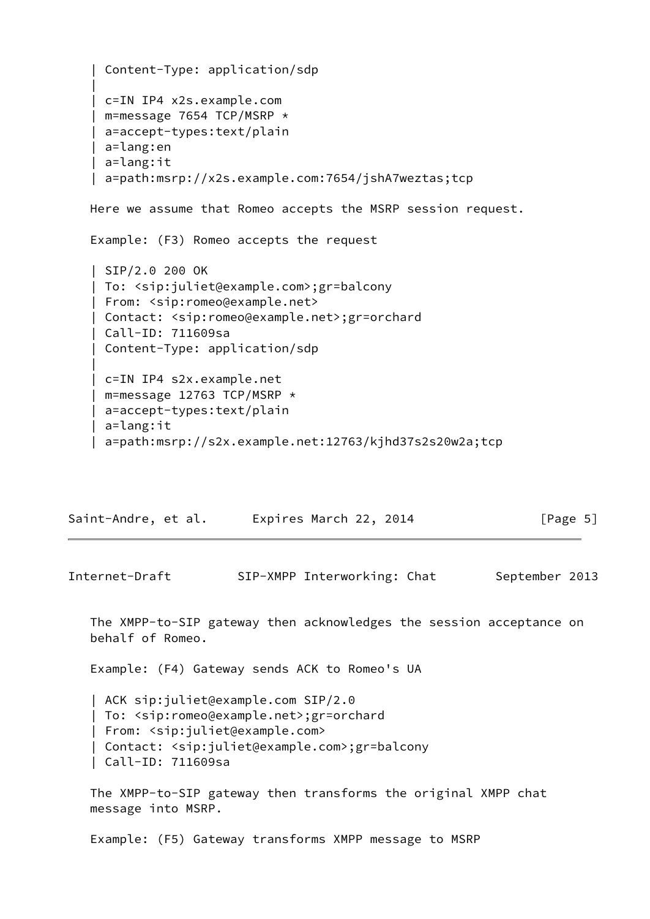```
| Content-Type: application/sdp
|
| c=IN IP4 x2s.example.com
| m=message 7654 TCP/MSRP *
| a=accept-types:text/plain
| a=lang:en
| a=lang:it
| a=path:msrp://x2s.example.com:7654/jshA7weztas;tcp
```

Here we assume that Romeo accepts the MSRP session request.

Example: (F3) Romeo accepts the request

```
| SIP/2.0 200 OK
| To: <sip:juliet@example.com>;gr=balcony
| From: <sip:romeo@example.net>
| Contact: <sip:romeo@example.net>;gr=orchard
| Call-ID: 711609sa
| Content-Type: application/sdp
|
| c=IN IP4 s2x.example.net
| m=message 12763 TCP/MSRP *
| a=accept-types:text/plain
| a=lang:it
| a=path:msrp://s2x.example.net:12763/kjhd37s2s20w2a;tcp
```

The XMPP-to-SIP gateway then acknowledges the session acceptance on behalf of Romeo.

Example: (F4) Gateway sends ACK to Romeo's UA

```
| ACK sip:juliet@example.com SIP/2.0
| To: <sip:romeo@example.net>;gr=orchard
| From: <sip:juliet@example.com>
| Contact: <sip:juliet@example.com>;gr=balcony
| Call-ID: 711609sa
```

The XMPP-to-SIP gateway then transforms the original XMPP chat message into MSRP.

Example: (F5) Gateway transforms XMPP message to MSRP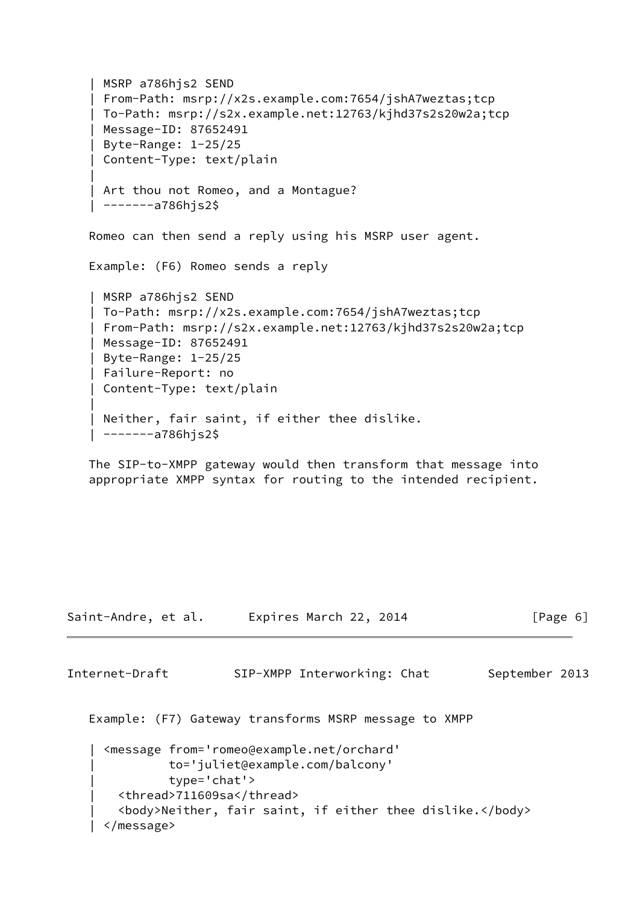```
| MSRP a786hjs2 SEND
| From-Path: msrp://x2s.example.com:7654/jshA7weztas;tcp
| To-Path: msrp://s2x.example.net:12763/kjhd37s2s20w2a;tcp
| Message-ID: 87652491
| Byte-Range: 1-25/25
| Content-Type: text/plain
|
| Art thou not Romeo, and a Montague?
| -------a786hjs2$
```

Romeo can then send a reply using his MSRP user agent.

Example: (F6) Romeo sends a reply

```
| MSRP a786hjs2 SEND
| To-Path: msrp://x2s.example.com:7654/jshA7weztas;tcp
| From-Path: msrp://s2x.example.net:12763/kjhd37s2s20w2a;tcp
| Message-ID: 87652491
| Byte-Range: 1-25/25
| Failure-Report: no
| Content-Type: text/plain
|
| Neither, fair saint, if either thee dislike.
| -------a786hjs2$
```

The SIP-to-XMPP gateway would then transform that message into appropriate XMPP syntax for routing to the intended recipient.

Example: (F7) Gateway transforms MSRP message to XMPP

```
| <message from='romeo@example.net/orchard'
|          to='juliet@example.com/balcony'
|          type='chat'>
|   <thread>711609sa</thread>
|   <body>Neither, fair saint, if either thee dislike.</body>
| </message>
```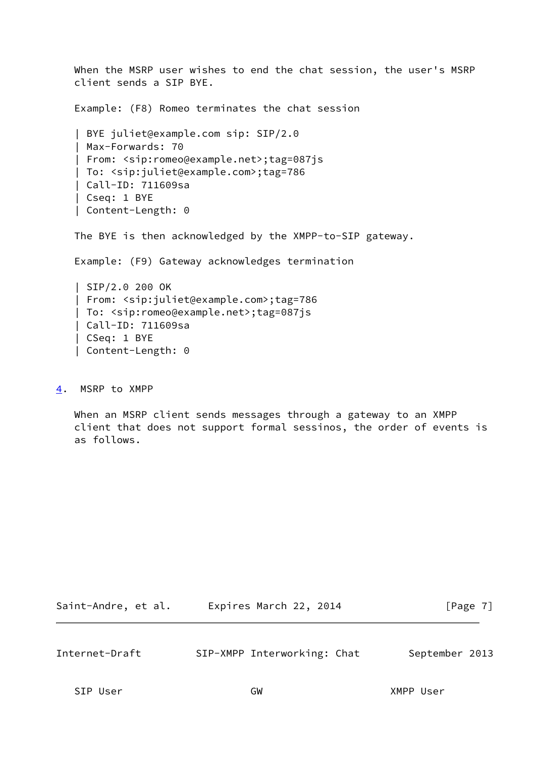When the MSRP user wishes to end the chat session, the user's MSRP client sends a SIP BYE.

Example: (F8) Romeo terminates the chat session

```
| BYE juliet@example.com sip: SIP/2.0
| Max-Forwards: 70
| From: <sip:romeo@example.net>;tag=087js
| To: <sip:juliet@example.com>;tag=786
| Call-ID: 711609sa
| Cseq: 1 BYE
| Content-Length: 0
```

The BYE is then acknowledged by the XMPP-to-SIP gateway.

Example: (F9) Gateway acknowledges termination

```
| SIP/2.0 200 OK
| From: <sip:juliet@example.com>;tag=786
| To: <sip:romeo@example.net>;tag=087js
| Call-ID: 711609sa
| CSeq: 1 BYE
| Content-Length: 0
```

## 4. MSRP to XMPP

When an MSRP client sends messages through a gateway to an XMPP client that does not support formal sessinos, the order of events is as follows.

```
SIP User                    GW                      XMPP User
```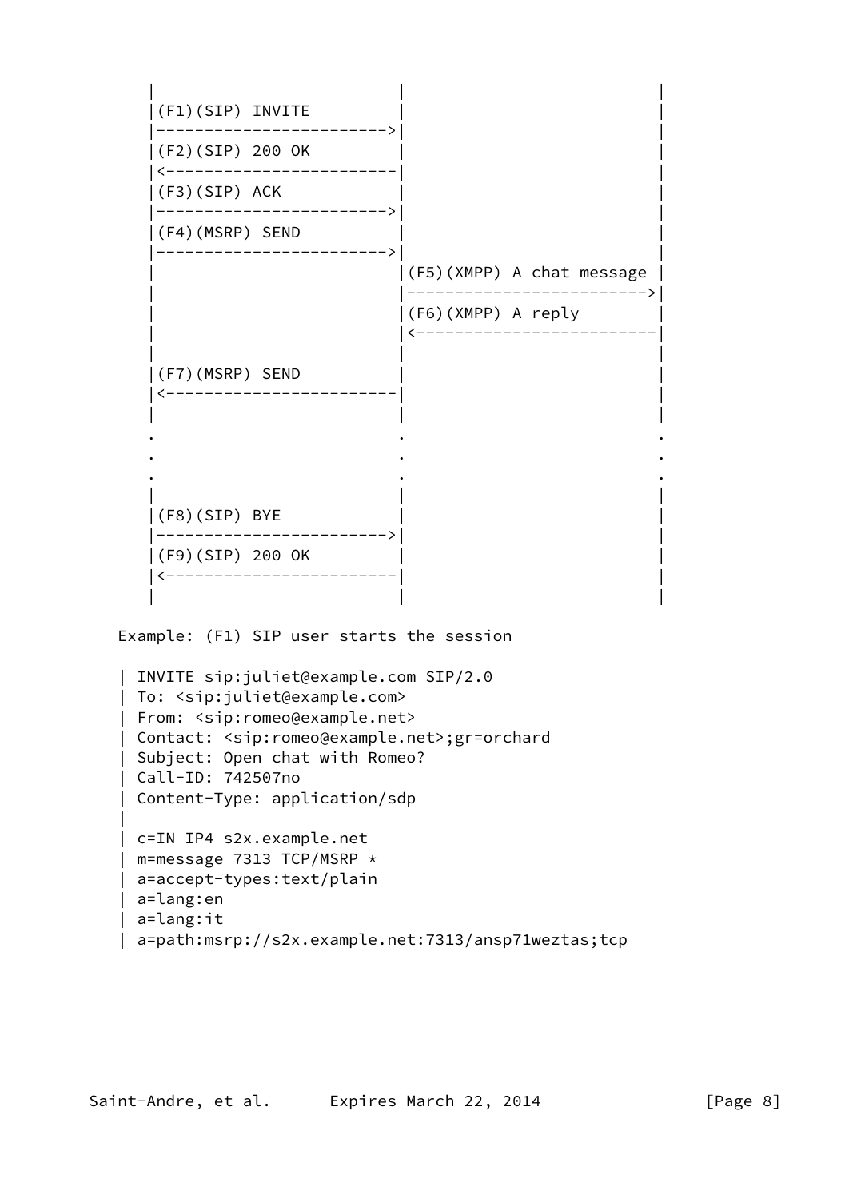```
   |                        |                         |
   |(F1)(SIP) INVITE        |                         |
   |----------------------->|                         |
   |(F2)(SIP) 200 OK        |                         |
   |<-----------------------|                         |
   |(F3)(SIP) ACK           |                         |
   |----------------------->|                         |
   |(F4)(MSRP) SEND         |                         |
   |----------------------->|                         |
   |                        |(F5)(XMPP) A chat message |
   |                        |------------------------>|
   |                        |(F6)(XMPP) A reply       |
   |                        |<------------------------|
   |                        |                         |
   |(F7)(MSRP) SEND         |                         |
   |<-----------------------|                         |
   |                        |                         |
   .                        .                         .
   .                        .                         .
   .                        .                         .
   |                        |                         |
   |(F8)(SIP) BYE           |                         |
   |----------------------->|                         |
   |(F9)(SIP) 200 OK        |                         |
   |<-----------------------|                         |
   |                        |                         |
```

Example: (F1) SIP user starts the session

```
| INVITE sip:juliet@example.com SIP/2.0
| To: <sip:juliet@example.com>
| From: <sip:romeo@example.net>
| Contact: <sip:romeo@example.net>;gr=orchard
| Subject: Open chat with Romeo?
| Call-ID: 742507no
| Content-Type: application/sdp
|
| c=IN IP4 s2x.example.net
| m=message 7313 TCP/MSRP *
| a=accept-types:text/plain
| a=lang:en
| a=lang:it
| a=path:msrp://s2x.example.net:7313/ansp71weztas;tcp
```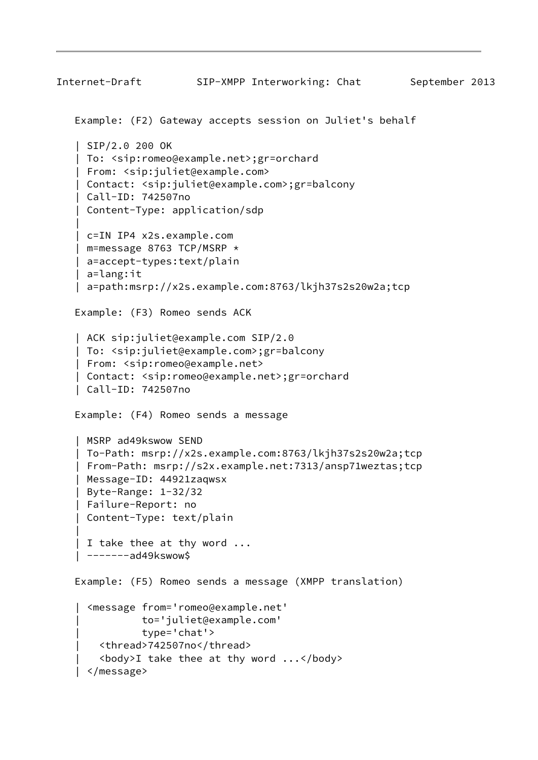Example: (F2) Gateway accepts session on Juliet's behalf

```
| SIP/2.0 200 OK
| To: <sip:romeo@example.net>;gr=orchard
| From: <sip:juliet@example.com>
| Contact: <sip:juliet@example.com>;gr=balcony
| Call-ID: 742507no
| Content-Type: application/sdp
|
| c=IN IP4 x2s.example.com
| m=message 8763 TCP/MSRP *
| a=accept-types:text/plain
| a=lang:it
| a=path:msrp://x2s.example.com:8763/lkjh37s2s20w2a;tcp
```

Example: (F3) Romeo sends ACK

```
| ACK sip:juliet@example.com SIP/2.0
| To: <sip:juliet@example.com>;gr=balcony
| From: <sip:romeo@example.net>
| Contact: <sip:romeo@example.net>;gr=orchard
| Call-ID: 742507no
```

Example: (F4) Romeo sends a message

```
| MSRP ad49kswow SEND
| To-Path: msrp://x2s.example.com:8763/lkjh37s2s20w2a;tcp
| From-Path: msrp://s2x.example.net:7313/ansp71weztas;tcp
| Message-ID: 44921zaqwsx
| Byte-Range: 1-32/32
| Failure-Report: no
| Content-Type: text/plain
|
| I take thee at thy word ...
| -------ad49kswow$
```

Example: (F5) Romeo sends a message (XMPP translation)

```
| <message from='romeo@example.net'
|          to='juliet@example.com'
|          type='chat'>
|   <thread>742507no</thread>
|   <body>I take thee at thy word ...</body>
| </message>
```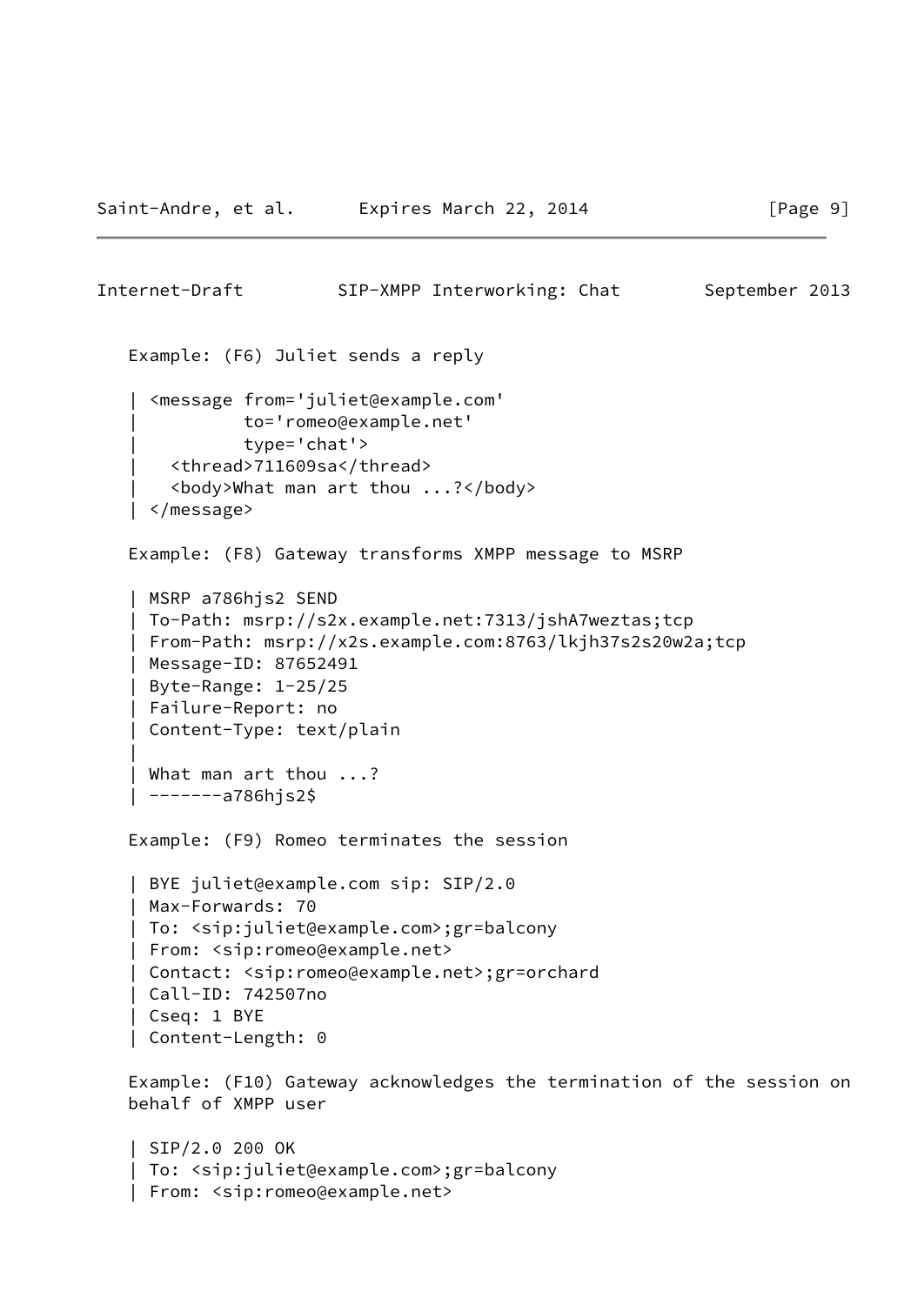Example: (F6) Juliet sends a reply

```
| <message from='juliet@example.com'
|          to='romeo@example.net'
|          type='chat'>
|   <thread>711609sa</thread>
|   <body>What man art thou ...?</body>
| </message>
```

Example: (F8) Gateway transforms XMPP message to MSRP

```
| MSRP a786hjs2 SEND
| To-Path: msrp://s2x.example.net:7313/jshA7weztas;tcp
| From-Path: msrp://x2s.example.com:8763/lkjh37s2s20w2a;tcp
| Message-ID: 87652491
| Byte-Range: 1-25/25
| Failure-Report: no
| Content-Type: text/plain
|
| What man art thou ...?
| -------a786hjs2$
```

Example: (F9) Romeo terminates the session

```
| BYE juliet@example.com sip: SIP/2.0
| Max-Forwards: 70
| To: <sip:juliet@example.com>;gr=balcony
| From: <sip:romeo@example.net>
| Contact: <sip:romeo@example.net>;gr=orchard
| Call-ID: 742507no
| Cseq: 1 BYE
| Content-Length: 0
```

Example: (F10) Gateway acknowledges the termination of the session on behalf of XMPP user

```
| SIP/2.0 200 OK
| To: <sip:juliet@example.com>;gr=balcony
| From: <sip:romeo@example.net>
```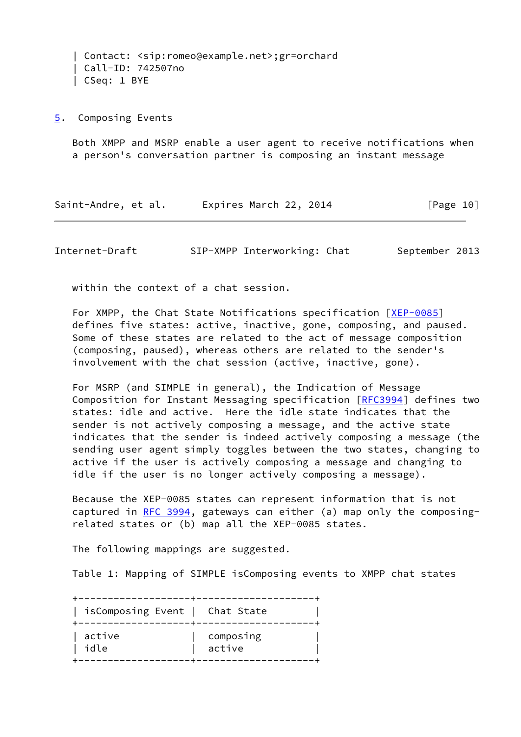```
| Contact: <sip:romeo@example.net>;gr=orchard
| Call-ID: 742507no
| CSeq: 1 BYE
```

## 5. Composing Events

Both XMPP and MSRP enable a user agent to receive notifications when a person's conversation partner is composing an instant message within the context of a chat session.

For XMPP, the Chat State Notifications specification [XEP-0085] defines five states: active, inactive, gone, composing, and paused. Some of these states are related to the act of message composition (composing, paused), whereas others are related to the sender's involvement with the chat session (active, inactive, gone).

For MSRP (and SIMPLE in general), the Indication of Message Composition for Instant Messaging specification [RFC3994] defines two states: idle and active. Here the idle state indicates that the sender is not actively composing a message, and the active state indicates that the sender is indeed actively composing a message (the sending user agent simply toggles between the two states, changing to active if the user is actively composing a message and changing to idle if the user is no longer actively composing a message).

Because the XEP-0085 states can represent information that is not captured in RFC 3994, gateways can either (a) map only the composing-related states or (b) map all the XEP-0085 states.

The following mappings are suggested.

Table 1: Mapping of SIMPLE isComposing events to XMPP chat states

| isComposing Event | Chat State |
|---|---|
| active | composing |
| idle | active |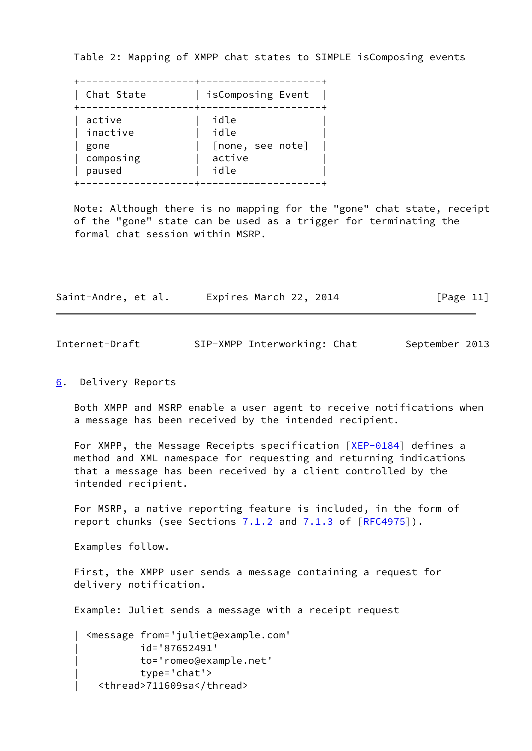Table 2: Mapping of XMPP chat states to SIMPLE isComposing events

| Chat State | isComposing Event |
|---|---|
| active | idle |
| inactive | idle |
| gone | [none, see note] |
| composing | active |
| paused | idle |

Note: Although there is no mapping for the "gone" chat state, receipt of the "gone" state can be used as a trigger for terminating the formal chat session within MSRP.

## 6. Delivery Reports

Both XMPP and MSRP enable a user agent to receive notifications when a message has been received by the intended recipient.

For XMPP, the Message Receipts specification [XEP-0184] defines a method and XML namespace for requesting and returning indications that a message has been received by a client controlled by the intended recipient.

For MSRP, a native reporting feature is included, in the form of report chunks (see Sections 7.1.2 and 7.1.3 of [RFC4975]).

Examples follow.

First, the XMPP user sends a message containing a request for delivery notification.

Example: Juliet sends a message with a receipt request

```
| <message from='juliet@example.com'
|          id='87652491'
|          to='romeo@example.net'
|          type='chat'>
|   <thread>711609sa</thread>
```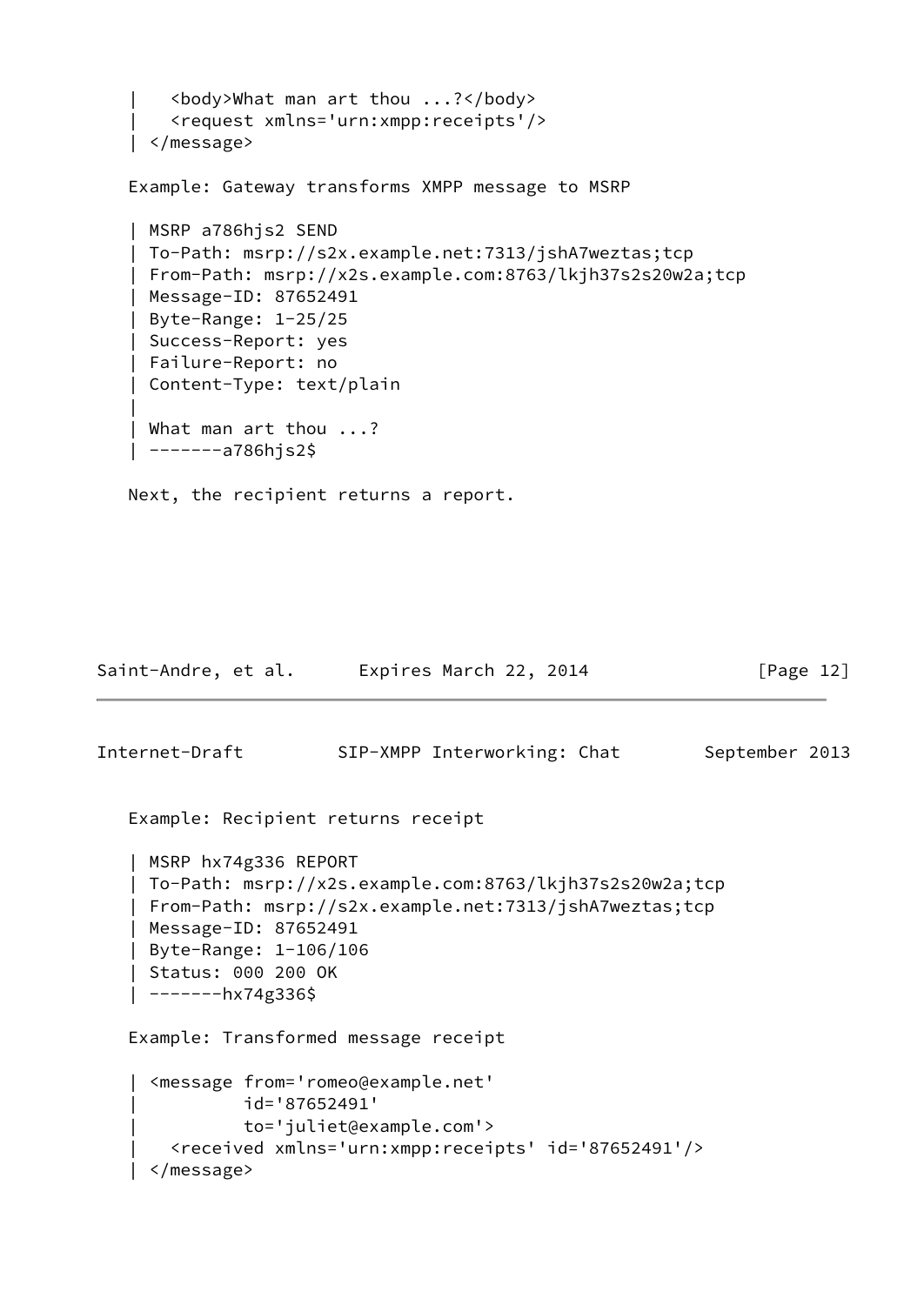```
|   <body>What man art thou ...?</body>
|   <request xmlns='urn:xmpp:receipts'/>
| </message>
```

Example: Gateway transforms XMPP message to MSRP

```
| MSRP a786hjs2 SEND
| To-Path: msrp://s2x.example.net:7313/jshA7weztas;tcp
| From-Path: msrp://x2s.example.com:8763/lkjh37s2s20w2a;tcp
| Message-ID: 87652491
| Byte-Range: 1-25/25
| Success-Report: yes
| Failure-Report: no
| Content-Type: text/plain
|
| What man art thou ...?
| -------a786hjs2$
```

Next, the recipient returns a report.

Example: Recipient returns receipt

```
| MSRP hx74g336 REPORT
| To-Path: msrp://x2s.example.com:8763/lkjh37s2s20w2a;tcp
| From-Path: msrp://s2x.example.net:7313/jshA7weztas;tcp
| Message-ID: 87652491
| Byte-Range: 1-106/106
| Status: 000 200 OK
| -------hx74g336$
```

Example: Transformed message receipt

```
| <message from='romeo@example.net'
|          id='87652491'
|          to='juliet@example.com'>
|   <received xmlns='urn:xmpp:receipts' id='87652491'/>
| </message>
```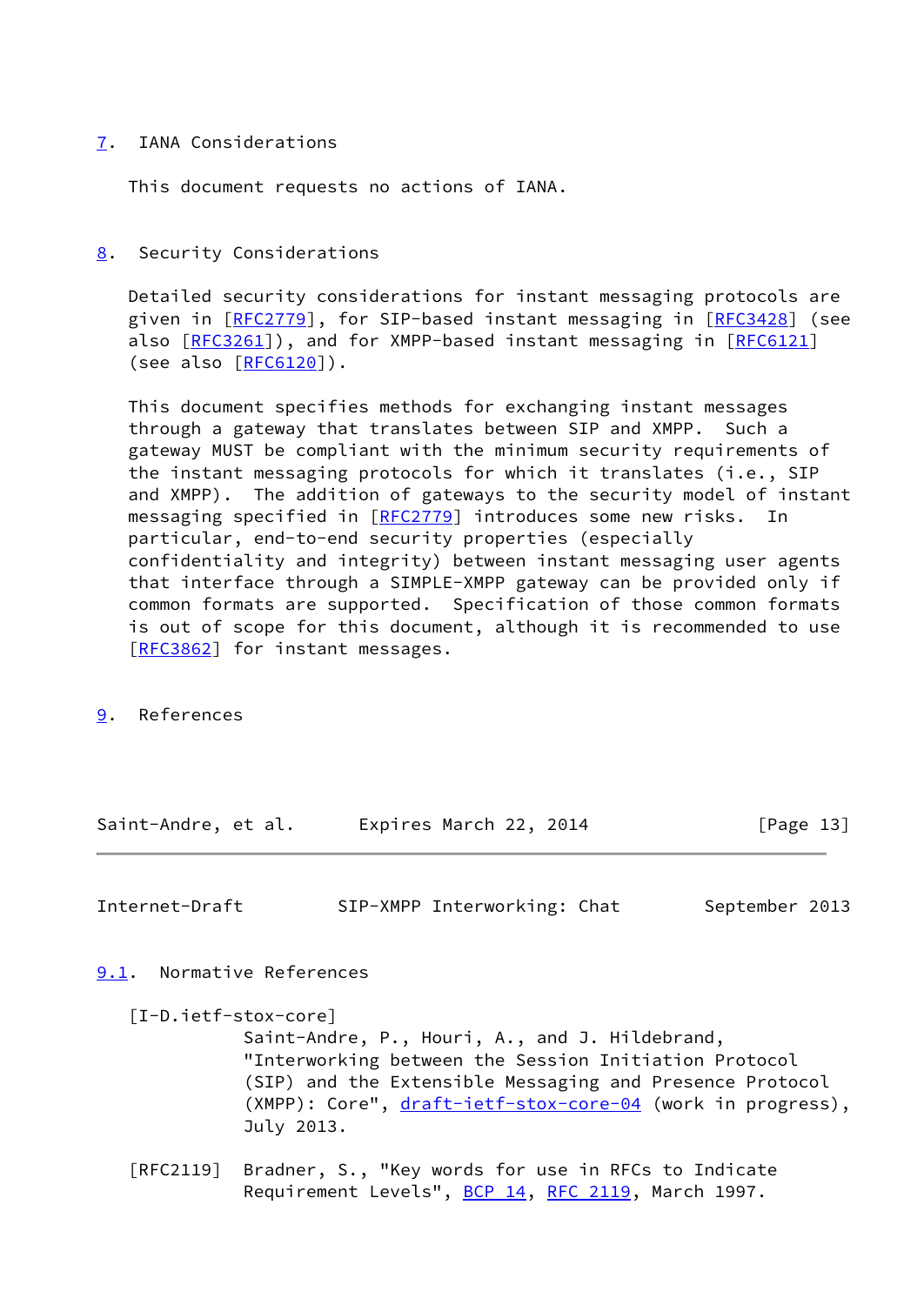## 7. IANA Considerations

This document requests no actions of IANA.

## 8. Security Considerations

Detailed security considerations for instant messaging protocols are given in [RFC2779], for SIP-based instant messaging in [RFC3428] (see also [RFC3261]), and for XMPP-based instant messaging in [RFC6121] (see also [RFC6120]).

This document specifies methods for exchanging instant messages through a gateway that translates between SIP and XMPP. Such a gateway MUST be compliant with the minimum security requirements of the instant messaging protocols for which it translates (i.e., SIP and XMPP). The addition of gateways to the security model of instant messaging specified in [RFC2779] introduces some new risks. In particular, end-to-end security properties (especially confidentiality and integrity) between instant messaging user agents that interface through a SIMPLE-XMPP gateway can be provided only if common formats are supported. Specification of those common formats is out of scope for this document, although it is recommended to use [RFC3862] for instant messages.

## 9. References

### 9.1. Normative References

[I-D.ietf-stox-core]
Saint-Andre, P., Houri, A., and J. Hildebrand, "Interworking between the Session Initiation Protocol (SIP) and the Extensible Messaging and Presence Protocol (XMPP): Core", draft-ietf-stox-core-04 (work in progress), July 2013.

[RFC2119] Bradner, S., "Key words for use in RFCs to Indicate Requirement Levels", BCP 14, RFC 2119, March 1997.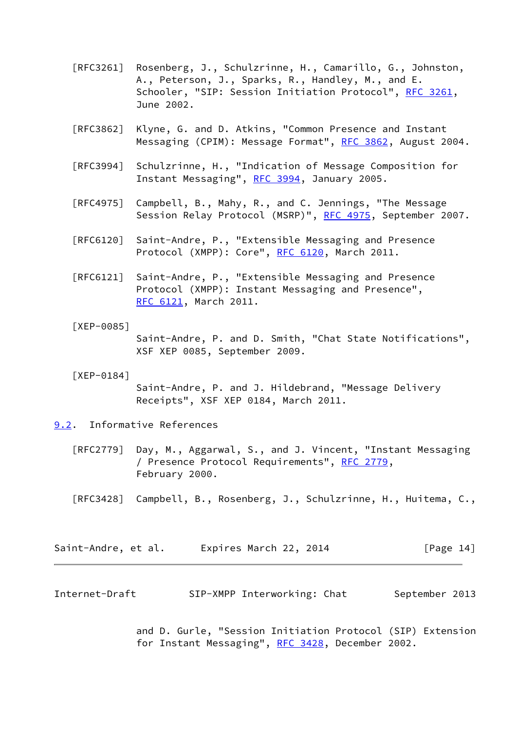[RFC3261] Rosenberg, J., Schulzrinne, H., Camarillo, G., Johnston, A., Peterson, J., Sparks, R., Handley, M., and E. Schooler, "SIP: Session Initiation Protocol", RFC 3261, June 2002.

[RFC3862] Klyne, G. and D. Atkins, "Common Presence and Instant Messaging (CPIM): Message Format", RFC 3862, August 2004.

[RFC3994] Schulzrinne, H., "Indication of Message Composition for Instant Messaging", RFC 3994, January 2005.

[RFC4975] Campbell, B., Mahy, R., and C. Jennings, "The Message Session Relay Protocol (MSRP)", RFC 4975, September 2007.

[RFC6120] Saint-Andre, P., "Extensible Messaging and Presence Protocol (XMPP): Core", RFC 6120, March 2011.

[RFC6121] Saint-Andre, P., "Extensible Messaging and Presence Protocol (XMPP): Instant Messaging and Presence", RFC 6121, March 2011.

[XEP-0085] Saint-Andre, P. and D. Smith, "Chat State Notifications", XSF XEP 0085, September 2009.

[XEP-0184] Saint-Andre, P. and J. Hildebrand, "Message Delivery Receipts", XSF XEP 0184, March 2011.

## 9.2. Informative References

[RFC2779] Day, M., Aggarwal, S., and J. Vincent, "Instant Messaging / Presence Protocol Requirements", RFC 2779, February 2000.

[RFC3428] Campbell, B., Rosenberg, J., Schulzrinne, H., Huitema, C., and D. Gurle, "Session Initiation Protocol (SIP) Extension for Instant Messaging", RFC 3428, December 2002.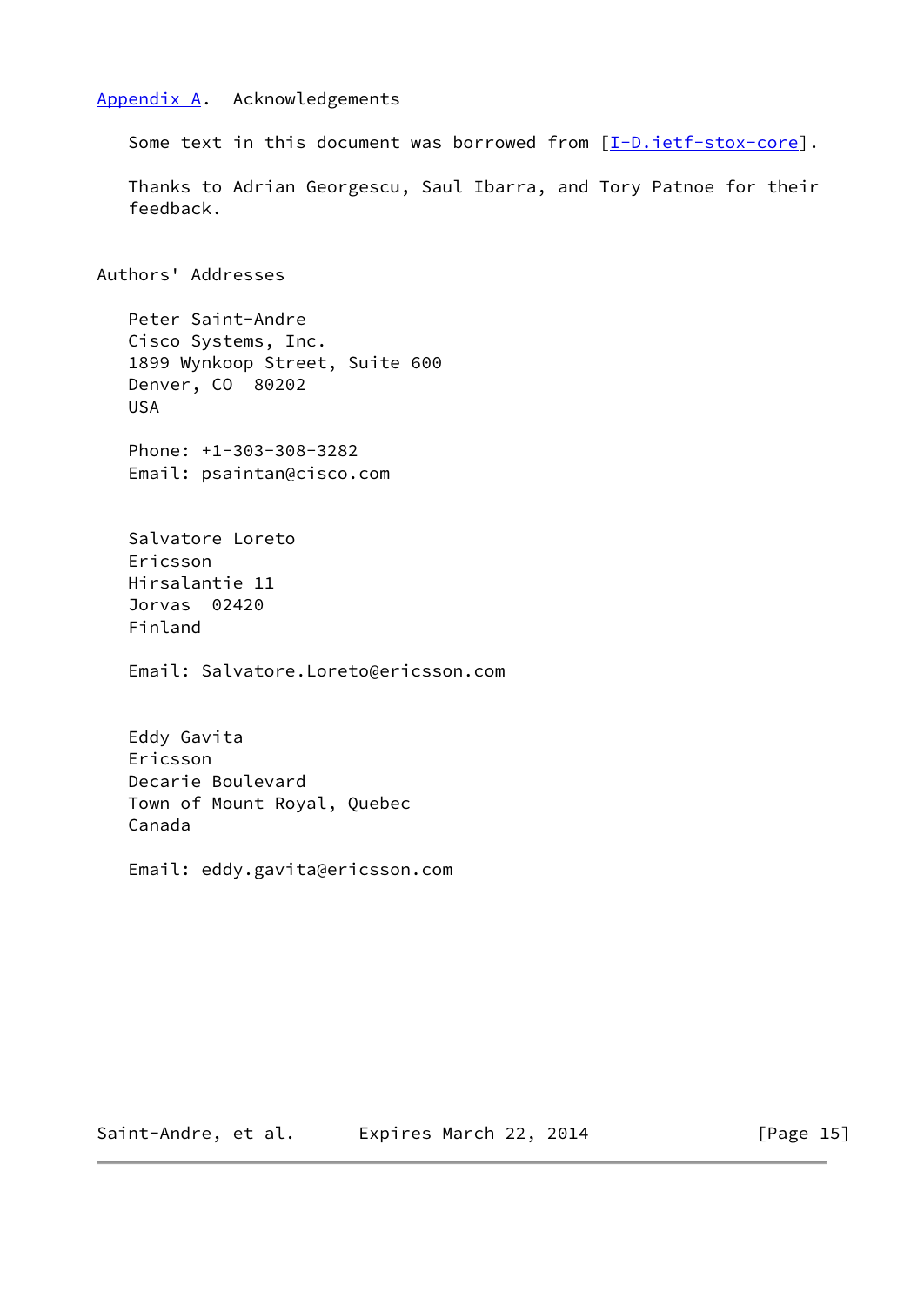## Appendix A. Acknowledgements

Some text in this document was borrowed from [I-D.ietf-stox-core].

Thanks to Adrian Georgescu, Saul Ibarra, and Tory Patnoe for their feedback.

## Authors' Addresses

Peter Saint-Andre
Cisco Systems, Inc.
1899 Wynkoop Street, Suite 600
Denver, CO 80202
USA

Phone: +1-303-308-3282
Email: psaintan@cisco.com

Salvatore Loreto
Ericsson
Hirsalantie 11
Jorvas 02420
Finland

Email: Salvatore.Loreto@ericsson.com

Eddy Gavita
Ericsson
Decarie Boulevard
Town of Mount Royal, Quebec
Canada

Email: eddy.gavita@ericsson.com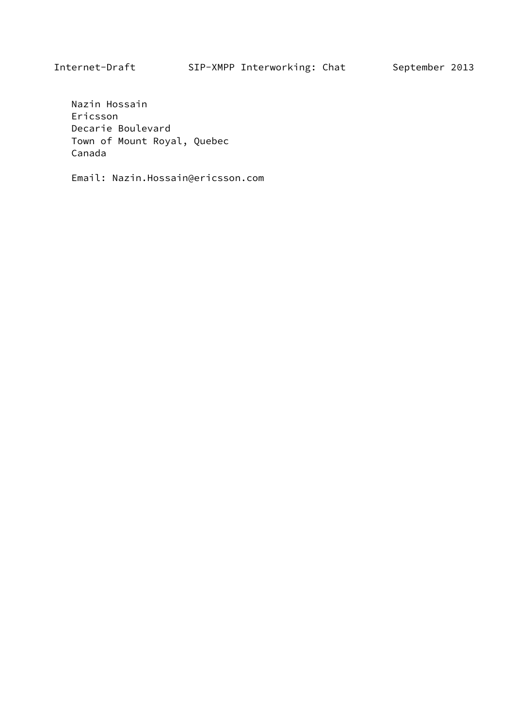Nazin Hossain
Ericsson
Decarie Boulevard
Town of Mount Royal, Quebec
Canada

Email: Nazin.Hossain@ericsson.com